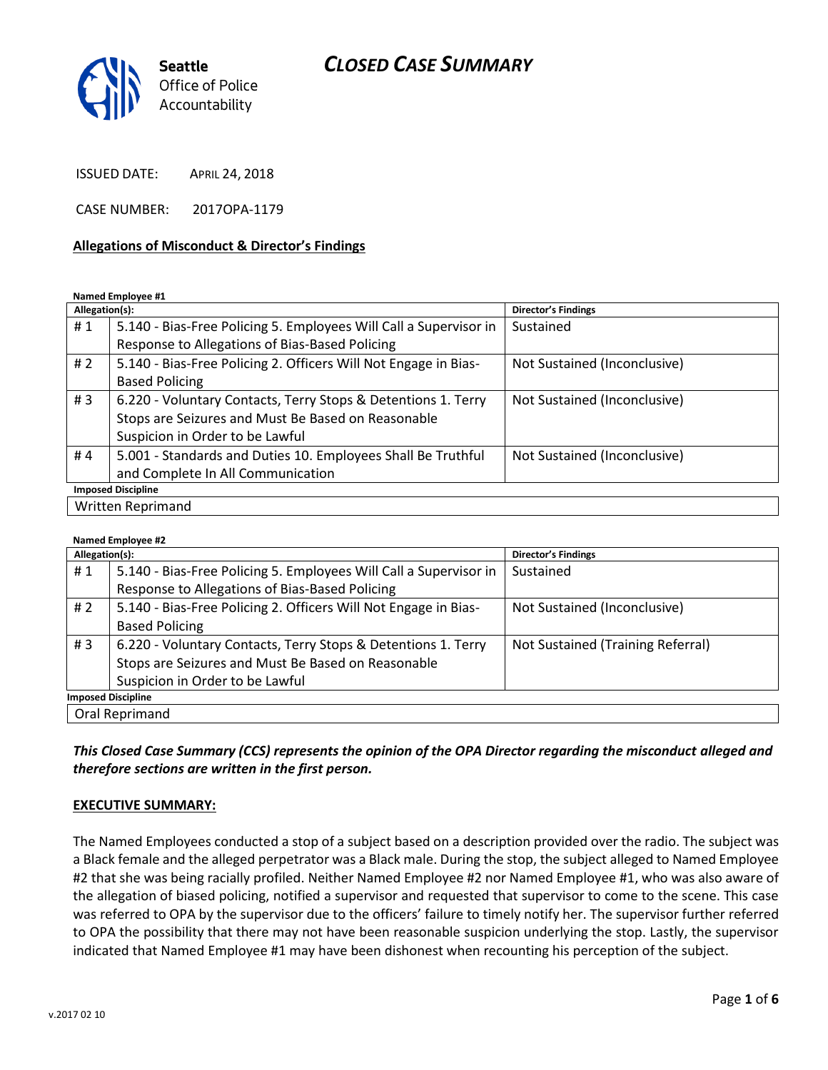Seattle Office of Police Accountability

# CLOSED CASE SUMMARY

ISSUED DATE: APRIL 24, 2018

CASE NUMBER: 2017OPA-1179

**Allegations of Misconduct & Director's Findings**

**Named Employee #1**

| Allegation(s): | | Director's Findings |
|---|---|---|
| # 1 | 5.140 - Bias-Free Policing 5. Employees Will Call a Supervisor in Response to Allegations of Bias-Based Policing | Sustained |
| # 2 | 5.140 - Bias-Free Policing 2. Officers Will Not Engage in Bias-Based Policing | Not Sustained (Inconclusive) |
| # 3 | 6.220 - Voluntary Contacts, Terry Stops & Detentions 1. Terry Stops are Seizures and Must Be Based on Reasonable Suspicion in Order to be Lawful | Not Sustained (Inconclusive) |
| # 4 | 5.001 - Standards and Duties 10. Employees Shall Be Truthful and Complete In All Communication | Not Sustained (Inconclusive) |
| **Imposed Discipline** | | |
| Written Reprimand | | |

**Named Employee #2**

| Allegation(s): | | Director's Findings |
|---|---|---|
| # 1 | 5.140 - Bias-Free Policing 5. Employees Will Call a Supervisor in Response to Allegations of Bias-Based Policing | Sustained |
| # 2 | 5.140 - Bias-Free Policing 2. Officers Will Not Engage in Bias-Based Policing | Not Sustained (Inconclusive) |
| # 3 | 6.220 - Voluntary Contacts, Terry Stops & Detentions 1. Terry Stops are Seizures and Must Be Based on Reasonable Suspicion in Order to be Lawful | Not Sustained (Training Referral) |
| **Imposed Discipline** | | |
| Oral Reprimand | | |

***This Closed Case Summary (CCS) represents the opinion of the OPA Director regarding the misconduct alleged and therefore sections are written in the first person.***

**EXECUTIVE SUMMARY:**

The Named Employees conducted a stop of a subject based on a description provided over the radio. The subject was a Black female and the alleged perpetrator was a Black male. During the stop, the subject alleged to Named Employee #2 that she was being racially profiled. Neither Named Employee #2 nor Named Employee #1, who was also aware of the allegation of biased policing, notified a supervisor and requested that supervisor to come to the scene. This case was referred to OPA by the supervisor due to the officers' failure to timely notify her. The supervisor further referred to OPA the possibility that there may not have been reasonable suspicion underlying the stop. Lastly, the supervisor indicated that Named Employee #1 may have been dishonest when recounting his perception of the subject.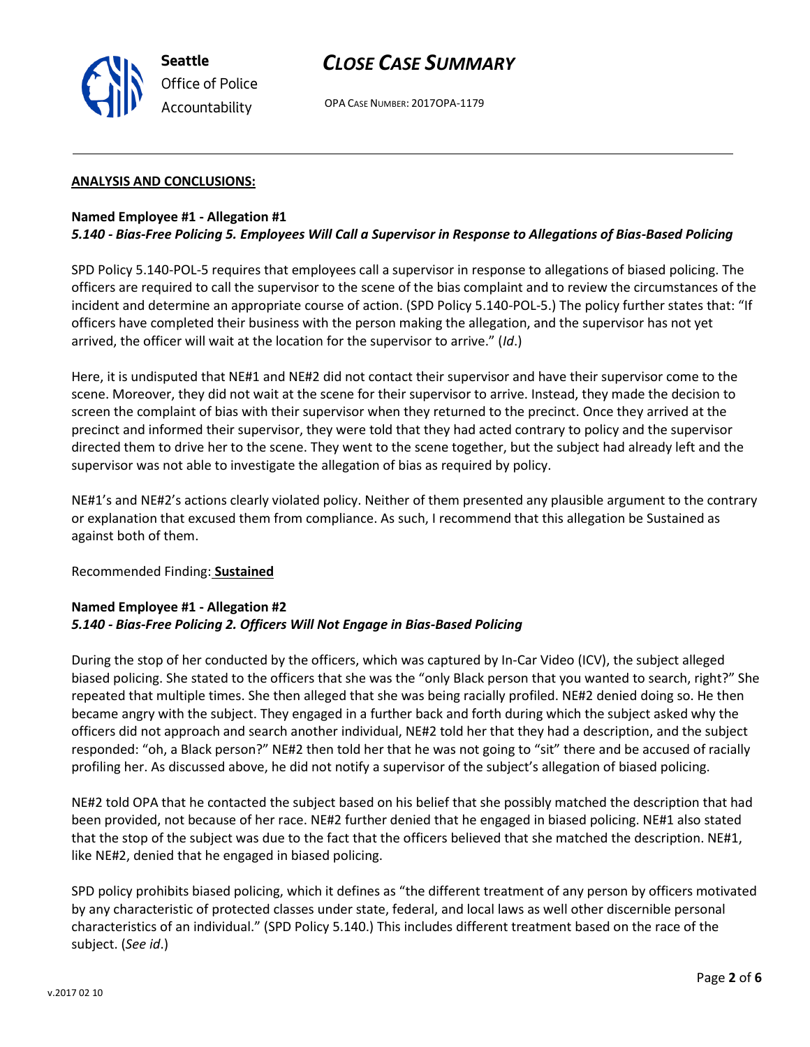## ANALYSIS AND CONCLUSIONS:

**Named Employee #1 - Allegation #1**
***5.140 - Bias-Free Policing 5. Employees Will Call a Supervisor in Response to Allegations of Bias-Based Policing***

SPD Policy 5.140-POL-5 requires that employees call a supervisor in response to allegations of biased policing. The officers are required to call the supervisor to the scene of the bias complaint and to review the circumstances of the incident and determine an appropriate course of action. (SPD Policy 5.140-POL-5.) The policy further states that: "If officers have completed their business with the person making the allegation, and the supervisor has not yet arrived, the officer will wait at the location for the supervisor to arrive." (*Id*.)

Here, it is undisputed that NE#1 and NE#2 did not contact their supervisor and have their supervisor come to the scene. Moreover, they did not wait at the scene for their supervisor to arrive. Instead, they made the decision to screen the complaint of bias with their supervisor when they returned to the precinct. Once they arrived at the precinct and informed their supervisor, they were told that they had acted contrary to policy and the supervisor directed them to drive her to the scene. They went to the scene together, but the subject had already left and the supervisor was not able to investigate the allegation of bias as required by policy.

NE#1's and NE#2's actions clearly violated policy. Neither of them presented any plausible argument to the contrary or explanation that excused them from compliance. As such, I recommend that this allegation be Sustained as against both of them.

Recommended Finding: **Sustained**

**Named Employee #1 - Allegation #2**
***5.140 - Bias-Free Policing 2. Officers Will Not Engage in Bias-Based Policing***

During the stop of her conducted by the officers, which was captured by In-Car Video (ICV), the subject alleged biased policing. She stated to the officers that she was the "only Black person that you wanted to search, right?" She repeated that multiple times. She then alleged that she was being racially profiled. NE#2 denied doing so. He then became angry with the subject. They engaged in a further back and forth during which the subject asked why the officers did not approach and search another individual, NE#2 told her that they had a description, and the subject responded: "oh, a Black person?" NE#2 then told her that he was not going to "sit" there and be accused of racially profiling her. As discussed above, he did not notify a supervisor of the subject's allegation of biased policing.

NE#2 told OPA that he contacted the subject based on his belief that she possibly matched the description that had been provided, not because of her race. NE#2 further denied that he engaged in biased policing. NE#1 also stated that the stop of the subject was due to the fact that the officers believed that she matched the description. NE#1, like NE#2, denied that he engaged in biased policing.

SPD policy prohibits biased policing, which it defines as "the different treatment of any person by officers motivated by any characteristic of protected classes under state, federal, and local laws as well other discernible personal characteristics of an individual." (SPD Policy 5.140.) This includes different treatment based on the race of the subject. (*See id*.)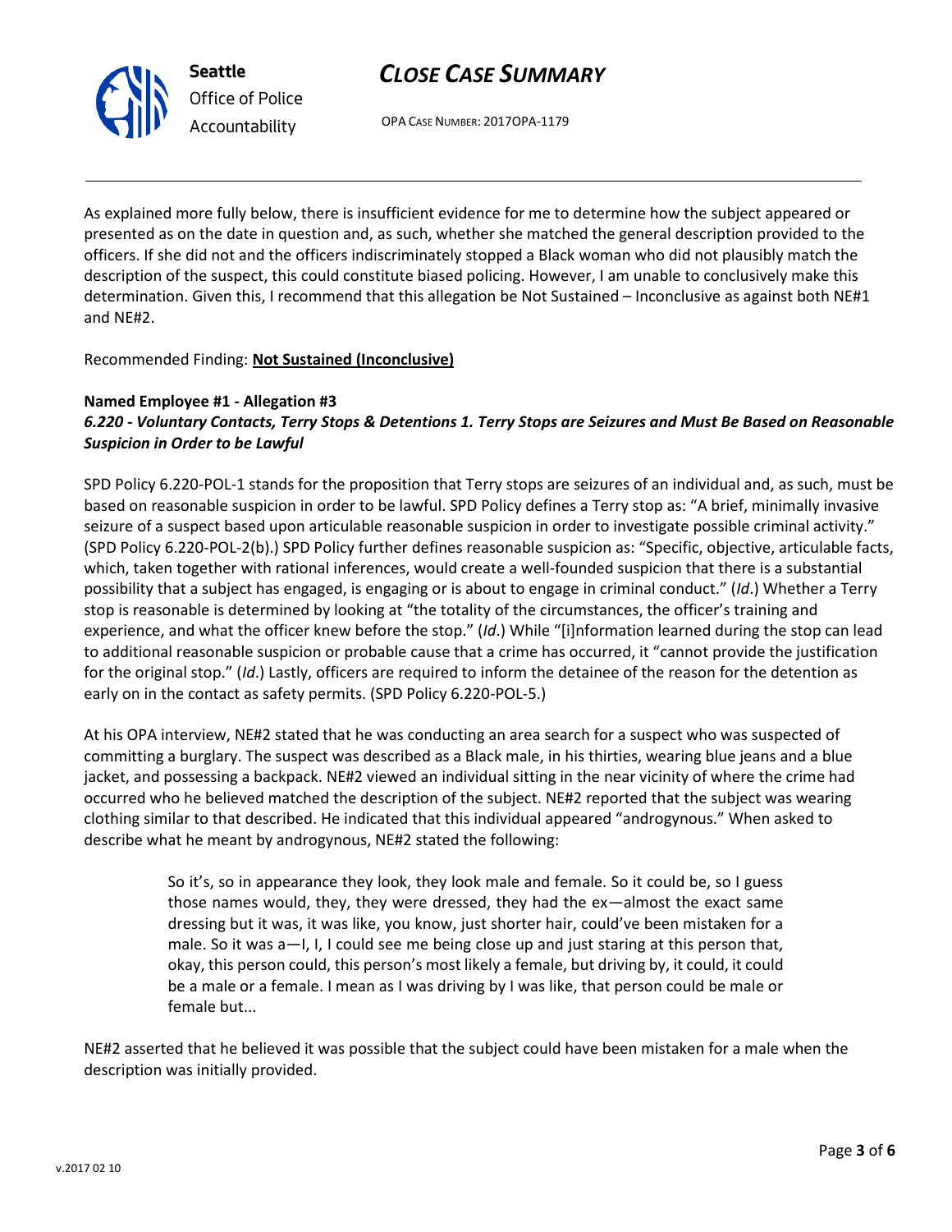As explained more fully below, there is insufficient evidence for me to determine how the subject appeared or presented as on the date in question and, as such, whether she matched the general description provided to the officers. If she did not and the officers indiscriminately stopped a Black woman who did not plausibly match the description of the suspect, this could constitute biased policing. However, I am unable to conclusively make this determination. Given this, I recommend that this allegation be Not Sustained – Inconclusive as against both NE#1 and NE#2.

Recommended Finding: **Not Sustained (Inconclusive)**

**Named Employee #1 - Allegation #3**
***6.220 - Voluntary Contacts, Terry Stops & Detentions 1. Terry Stops are Seizures and Must Be Based on Reasonable Suspicion in Order to be Lawful***

SPD Policy 6.220-POL-1 stands for the proposition that Terry stops are seizures of an individual and, as such, must be based on reasonable suspicion in order to be lawful. SPD Policy defines a Terry stop as: "A brief, minimally invasive seizure of a suspect based upon articulable reasonable suspicion in order to investigate possible criminal activity." (SPD Policy 6.220-POL-2(b).) SPD Policy further defines reasonable suspicion as: "Specific, objective, articulable facts, which, taken together with rational inferences, would create a well-founded suspicion that there is a substantial possibility that a subject has engaged, is engaging or is about to engage in criminal conduct." (*Id*.) Whether a Terry stop is reasonable is determined by looking at "the totality of the circumstances, the officer's training and experience, and what the officer knew before the stop." (*Id*.) While "[i]nformation learned during the stop can lead to additional reasonable suspicion or probable cause that a crime has occurred, it "cannot provide the justification for the original stop." (*Id*.) Lastly, officers are required to inform the detainee of the reason for the detention as early on in the contact as safety permits. (SPD Policy 6.220-POL-5.)

At his OPA interview, NE#2 stated that he was conducting an area search for a suspect who was suspected of committing a burglary. The suspect was described as a Black male, in his thirties, wearing blue jeans and a blue jacket, and possessing a backpack. NE#2 viewed an individual sitting in the near vicinity of where the crime had occurred who he believed matched the description of the subject. NE#2 reported that the subject was wearing clothing similar to that described. He indicated that this individual appeared "androgynous." When asked to describe what he meant by androgynous, NE#2 stated the following:

> So it's, so in appearance they look, they look male and female. So it could be, so I guess those names would, they, they were dressed, they had the ex—almost the exact same dressing but it was, it was like, you know, just shorter hair, could've been mistaken for a male. So it was a—I, I, I could see me being close up and just staring at this person that, okay, this person could, this person's most likely a female, but driving by, it could, it could be a male or a female. I mean as I was driving by I was like, that person could be male or female but...

NE#2 asserted that he believed it was possible that the subject could have been mistaken for a male when the description was initially provided.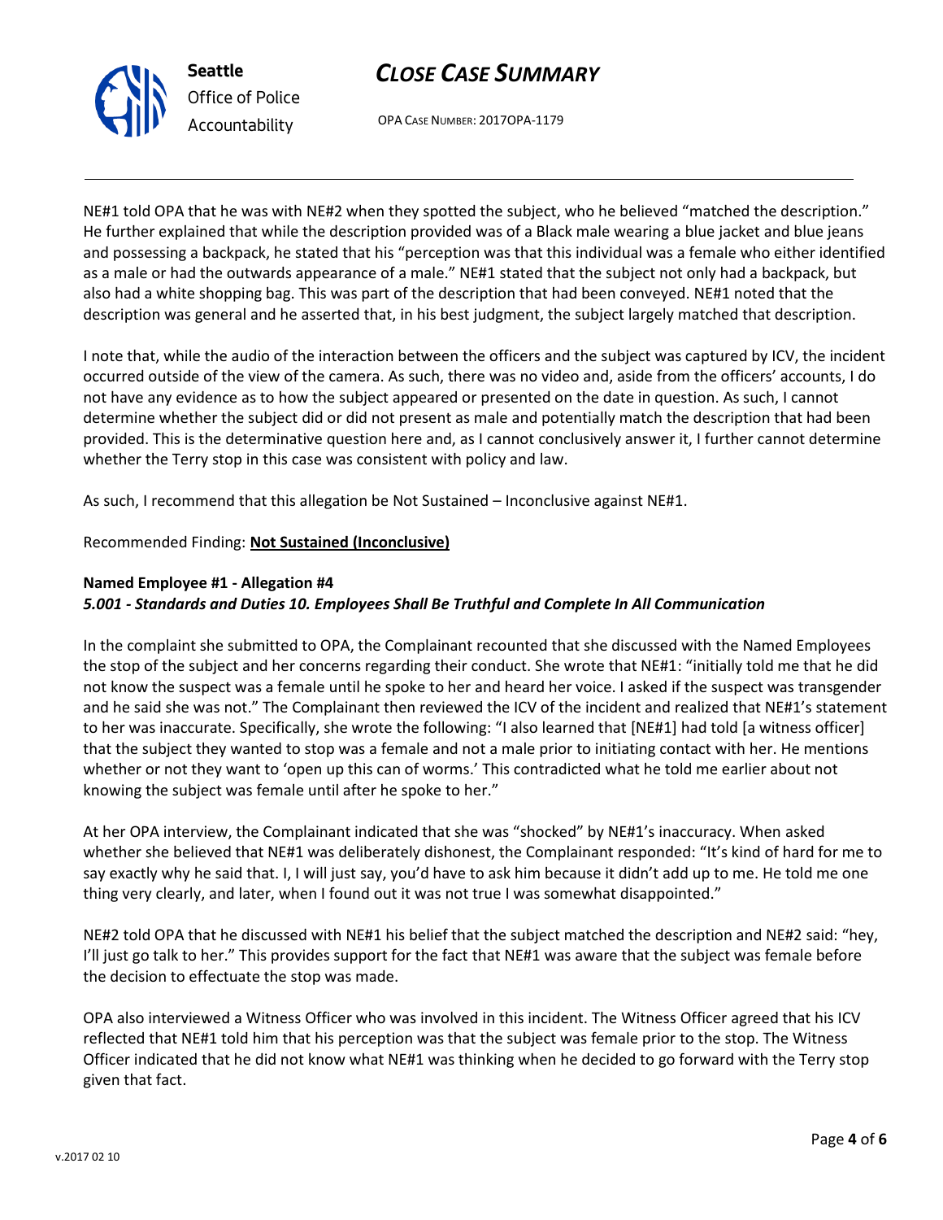NE#1 told OPA that he was with NE#2 when they spotted the subject, who he believed "matched the description." He further explained that while the description provided was of a Black male wearing a blue jacket and blue jeans and possessing a backpack, he stated that his "perception was that this individual was a female who either identified as a male or had the outwards appearance of a male." NE#1 stated that the subject not only had a backpack, but also had a white shopping bag. This was part of the description that had been conveyed. NE#1 noted that the description was general and he asserted that, in his best judgment, the subject largely matched that description.

I note that, while the audio of the interaction between the officers and the subject was captured by ICV, the incident occurred outside of the view of the camera. As such, there was no video and, aside from the officers' accounts, I do not have any evidence as to how the subject appeared or presented on the date in question. As such, I cannot determine whether the subject did or did not present as male and potentially match the description that had been provided. This is the determinative question here and, as I cannot conclusively answer it, I further cannot determine whether the Terry stop in this case was consistent with policy and law.

As such, I recommend that this allegation be Not Sustained – Inconclusive against NE#1.

Recommended Finding: **Not Sustained (Inconclusive)**

**Named Employee #1 - Allegation #4**
***5.001 - Standards and Duties 10. Employees Shall Be Truthful and Complete In All Communication***

In the complaint she submitted to OPA, the Complainant recounted that she discussed with the Named Employees the stop of the subject and her concerns regarding their conduct. She wrote that NE#1: "initially told me that he did not know the suspect was a female until he spoke to her and heard her voice. I asked if the suspect was transgender and he said she was not." The Complainant then reviewed the ICV of the incident and realized that NE#1's statement to her was inaccurate. Specifically, she wrote the following: "I also learned that [NE#1] had told [a witness officer] that the subject they wanted to stop was a female and not a male prior to initiating contact with her. He mentions whether or not they want to 'open up this can of worms.' This contradicted what he told me earlier about not knowing the subject was female until after he spoke to her."

At her OPA interview, the Complainant indicated that she was "shocked" by NE#1's inaccuracy. When asked whether she believed that NE#1 was deliberately dishonest, the Complainant responded: "It's kind of hard for me to say exactly why he said that. I, I will just say, you'd have to ask him because it didn't add up to me. He told me one thing very clearly, and later, when I found out it was not true I was somewhat disappointed."

NE#2 told OPA that he discussed with NE#1 his belief that the subject matched the description and NE#2 said: "hey, I'll just go talk to her." This provides support for the fact that NE#1 was aware that the subject was female before the decision to effectuate the stop was made.

OPA also interviewed a Witness Officer who was involved in this incident. The Witness Officer agreed that his ICV reflected that NE#1 told him that his perception was that the subject was female prior to the stop. The Witness Officer indicated that he did not know what NE#1 was thinking when he decided to go forward with the Terry stop given that fact.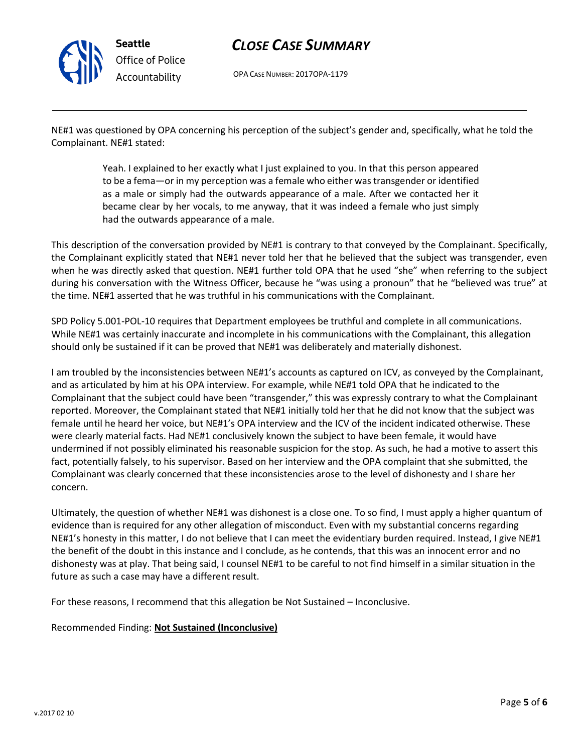NE#1 was questioned by OPA concerning his perception of the subject's gender and, specifically, what he told the Complainant. NE#1 stated:

> Yeah. I explained to her exactly what I just explained to you. In that this person appeared to be a fema—or in my perception was a female who either was transgender or identified as a male or simply had the outwards appearance of a male. After we contacted her it became clear by her vocals, to me anyway, that it was indeed a female who just simply had the outwards appearance of a male.

This description of the conversation provided by NE#1 is contrary to that conveyed by the Complainant. Specifically, the Complainant explicitly stated that NE#1 never told her that he believed that the subject was transgender, even when he was directly asked that question. NE#1 further told OPA that he used "she" when referring to the subject during his conversation with the Witness Officer, because he "was using a pronoun" that he "believed was true" at the time. NE#1 asserted that he was truthful in his communications with the Complainant.

SPD Policy 5.001-POL-10 requires that Department employees be truthful and complete in all communications. While NE#1 was certainly inaccurate and incomplete in his communications with the Complainant, this allegation should only be sustained if it can be proved that NE#1 was deliberately and materially dishonest.

I am troubled by the inconsistencies between NE#1's accounts as captured on ICV, as conveyed by the Complainant, and as articulated by him at his OPA interview. For example, while NE#1 told OPA that he indicated to the Complainant that the subject could have been "transgender," this was expressly contrary to what the Complainant reported. Moreover, the Complainant stated that NE#1 initially told her that he did not know that the subject was female until he heard her voice, but NE#1's OPA interview and the ICV of the incident indicated otherwise. These were clearly material facts. Had NE#1 conclusively known the subject to have been female, it would have undermined if not possibly eliminated his reasonable suspicion for the stop. As such, he had a motive to assert this fact, potentially falsely, to his supervisor. Based on her interview and the OPA complaint that she submitted, the Complainant was clearly concerned that these inconsistencies arose to the level of dishonesty and I share her concern.

Ultimately, the question of whether NE#1 was dishonest is a close one. To so find, I must apply a higher quantum of evidence than is required for any other allegation of misconduct. Even with my substantial concerns regarding NE#1's honesty in this matter, I do not believe that I can meet the evidentiary burden required. Instead, I give NE#1 the benefit of the doubt in this instance and I conclude, as he contends, that this was an innocent error and no dishonesty was at play. That being said, I counsel NE#1 to be careful to not find himself in a similar situation in the future as such a case may have a different result.

For these reasons, I recommend that this allegation be Not Sustained – Inconclusive.

Recommended Finding: **Not Sustained (Inconclusive)**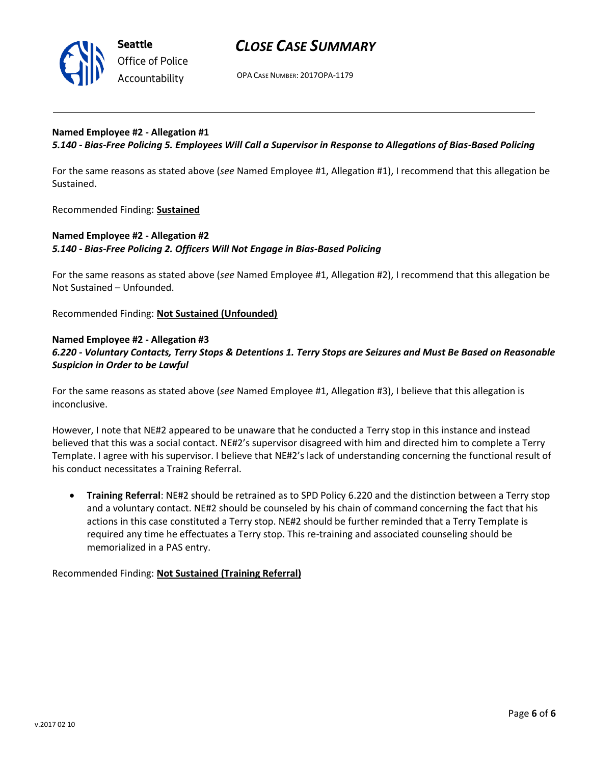**Named Employee #2 - Allegation #1**
***5.140 - Bias-Free Policing 5. Employees Will Call a Supervisor in Response to Allegations of Bias-Based Policing***

For the same reasons as stated above (*see* Named Employee #1, Allegation #1), I recommend that this allegation be Sustained.

Recommended Finding: **Sustained**

**Named Employee #2 - Allegation #2**
***5.140 - Bias-Free Policing 2. Officers Will Not Engage in Bias-Based Policing***

For the same reasons as stated above (*see* Named Employee #1, Allegation #2), I recommend that this allegation be Not Sustained – Unfounded.

Recommended Finding: **Not Sustained (Unfounded)**

**Named Employee #2 - Allegation #3**
***6.220 - Voluntary Contacts, Terry Stops & Detentions 1. Terry Stops are Seizures and Must Be Based on Reasonable Suspicion in Order to be Lawful***

For the same reasons as stated above (*see* Named Employee #1, Allegation #3), I believe that this allegation is inconclusive.

However, I note that NE#2 appeared to be unaware that he conducted a Terry stop in this instance and instead believed that this was a social contact. NE#2's supervisor disagreed with him and directed him to complete a Terry Template. I agree with his supervisor. I believe that NE#2's lack of understanding concerning the functional result of his conduct necessitates a Training Referral.

- **Training Referral**: NE#2 should be retrained as to SPD Policy 6.220 and the distinction between a Terry stop and a voluntary contact. NE#2 should be counseled by his chain of command concerning the fact that his actions in this case constituted a Terry stop. NE#2 should be further reminded that a Terry Template is required any time he effectuates a Terry stop. This re-training and associated counseling should be memorialized in a PAS entry.

Recommended Finding: **Not Sustained (Training Referral)**